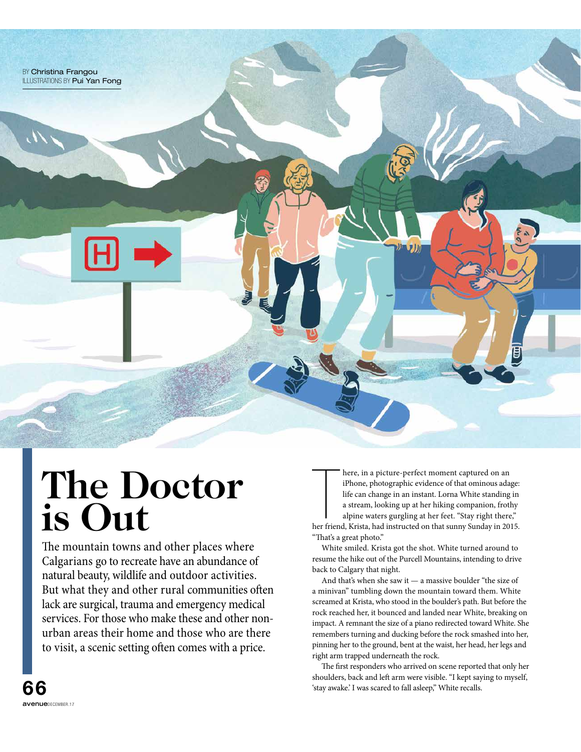BY Christina Frangou
ILLUSTRATIONS BY Pui Yan Fong

# The Doctor is Out

The mountain towns and other places where Calgarians go to recreate have an abundance of natural beauty, wildlife and outdoor activities. But what they and other rural communities often lack are surgical, trauma and emergency medical services. For those who make these and other non-urban areas their home and those who are there to visit, a scenic setting often comes with a price.

There, in a picture-perfect moment captured on an iPhone, photographic evidence of that ominous adage: life can change in an instant. Lorna White standing in a stream, looking up at her hiking companion, frothy alpine waters gurgling at her feet. "Stay right there," her friend, Krista, had instructed on that sunny Sunday in 2015. "That's a great photo."

White smiled. Krista got the shot. White turned around to resume the hike out of the Purcell Mountains, intending to drive back to Calgary that night.

And that's when she saw it — a massive boulder "the size of a minivan" tumbling down the mountain toward them. White screamed at Krista, who stood in the boulder's path. But before the rock reached her, it bounced and landed near White, breaking on impact. A remnant the size of a piano redirected toward White. She remembers turning and ducking before the rock smashed into her, pinning her to the ground, bent at the waist, her head, her legs and right arm trapped underneath the rock.

The first responders who arrived on scene reported that only her shoulders, back and left arm were visible. "I kept saying to myself, 'stay awake.' I was scared to fall asleep," White recalls.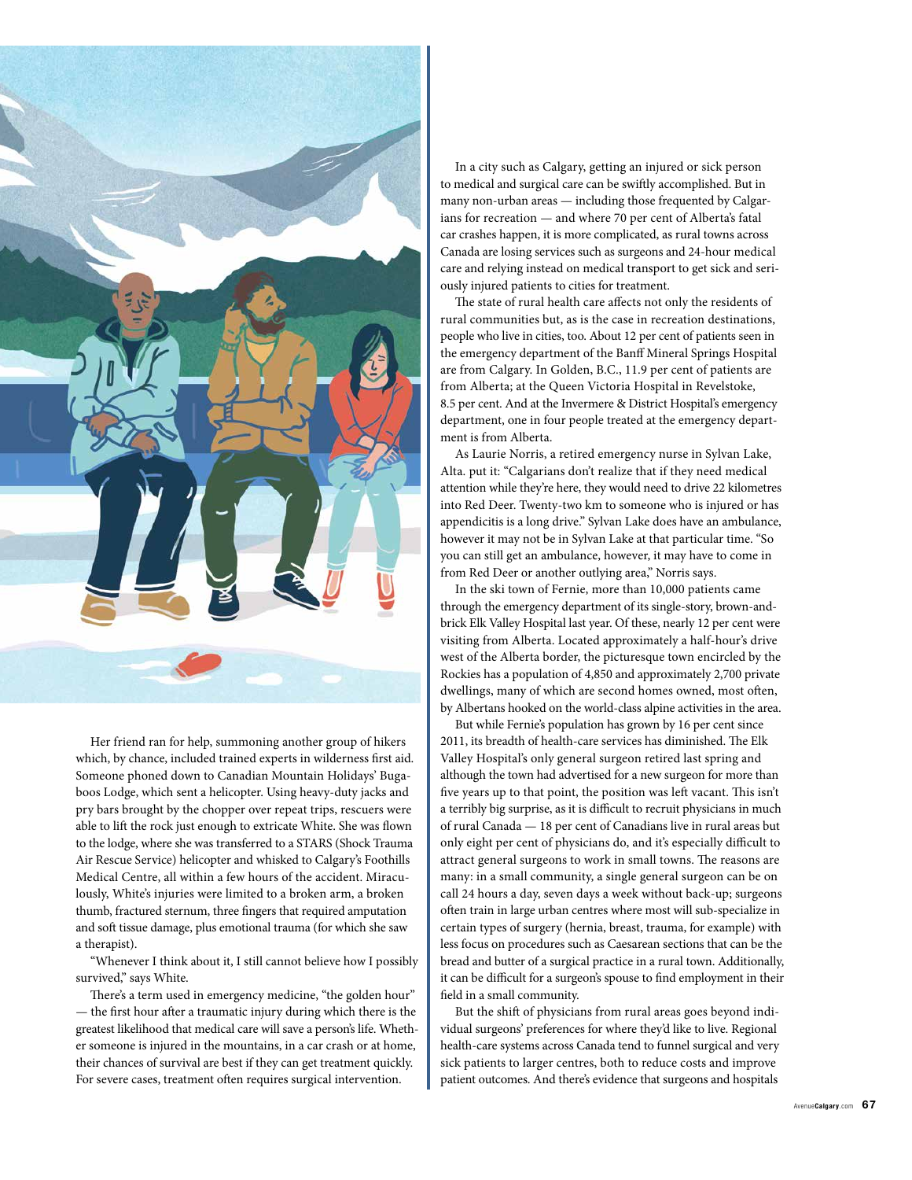Her friend ran for help, summoning another group of hikers which, by chance, included trained experts in wilderness first aid. Someone phoned down to Canadian Mountain Holidays' Bugaboos Lodge, which sent a helicopter. Using heavy-duty jacks and pry bars brought by the chopper over repeat trips, rescuers were able to lift the rock just enough to extricate White. She was flown to the lodge, where she was transferred to a STARS (Shock Trauma Air Rescue Service) helicopter and whisked to Calgary's Foothills Medical Centre, all within a few hours of the accident. Miraculously, White's injuries were limited to a broken arm, a broken thumb, fractured sternum, three fingers that required amputation and soft tissue damage, plus emotional trauma (for which she saw a therapist).

"Whenever I think about it, I still cannot believe how I possibly survived," says White.

There's a term used in emergency medicine, "the golden hour" — the first hour after a traumatic injury during which there is the greatest likelihood that medical care will save a person's life. Whether someone is injured in the mountains, in a car crash or at home, their chances of survival are best if they can get treatment quickly. For severe cases, treatment often requires surgical intervention.

In a city such as Calgary, getting an injured or sick person to medical and surgical care can be swiftly accomplished. But in many non-urban areas — including those frequented by Calgarians for recreation — and where 70 per cent of Alberta's fatal car crashes happen, it is more complicated, as rural towns across Canada are losing services such as surgeons and 24-hour medical care and relying instead on medical transport to get sick and seriously injured patients to cities for treatment.

The state of rural health care affects not only the residents of rural communities but, as is the case in recreation destinations, people who live in cities, too. About 12 per cent of patients seen in the emergency department of the Banff Mineral Springs Hospital are from Calgary. In Golden, B.C., 11.9 per cent of patients are from Alberta; at the Queen Victoria Hospital in Revelstoke, 8.5 per cent. And at the Invermere & District Hospital's emergency department, one in four people treated at the emergency department is from Alberta.

As Laurie Norris, a retired emergency nurse in Sylvan Lake, Alta. put it: "Calgarians don't realize that if they need medical attention while they're here, they would need to drive 22 kilometres into Red Deer. Twenty-two km to someone who is injured or has appendicitis is a long drive." Sylvan Lake does have an ambulance, however it may not be in Sylvan Lake at that particular time. "So you can still get an ambulance, however, it may have to come in from Red Deer or another outlying area," Norris says.

In the ski town of Fernie, more than 10,000 patients came through the emergency department of its single-story, brown-and-brick Elk Valley Hospital last year. Of these, nearly 12 per cent were visiting from Alberta. Located approximately a half-hour's drive west of the Alberta border, the picturesque town encircled by the Rockies has a population of 4,850 and approximately 2,700 private dwellings, many of which are second homes owned, most often, by Albertans hooked on the world-class alpine activities in the area.

But while Fernie's population has grown by 16 per cent since 2011, its breadth of health-care services has diminished. The Elk Valley Hospital's only general surgeon retired last spring and although the town had advertised for a new surgeon for more than five years up to that point, the position was left vacant. This isn't a terribly big surprise, as it is difficult to recruit physicians in much of rural Canada — 18 per cent of Canadians live in rural areas but only eight per cent of physicians do, and it's especially difficult to attract general surgeons to work in small towns. The reasons are many: in a small community, a single general surgeon can be on call 24 hours a day, seven days a week without back-up; surgeons often train in large urban centres where most will sub-specialize in certain types of surgery (hernia, breast, trauma, for example) with less focus on procedures such as Caesarean sections that can be the bread and butter of a surgical practice in a rural town. Additionally, it can be difficult for a surgeon's spouse to find employment in their field in a small community.

But the shift of physicians from rural areas goes beyond individual surgeons' preferences for where they'd like to live. Regional health-care systems across Canada tend to funnel surgical and very sick patients to larger centres, both to reduce costs and improve patient outcomes. And there's evidence that surgeons and hospitals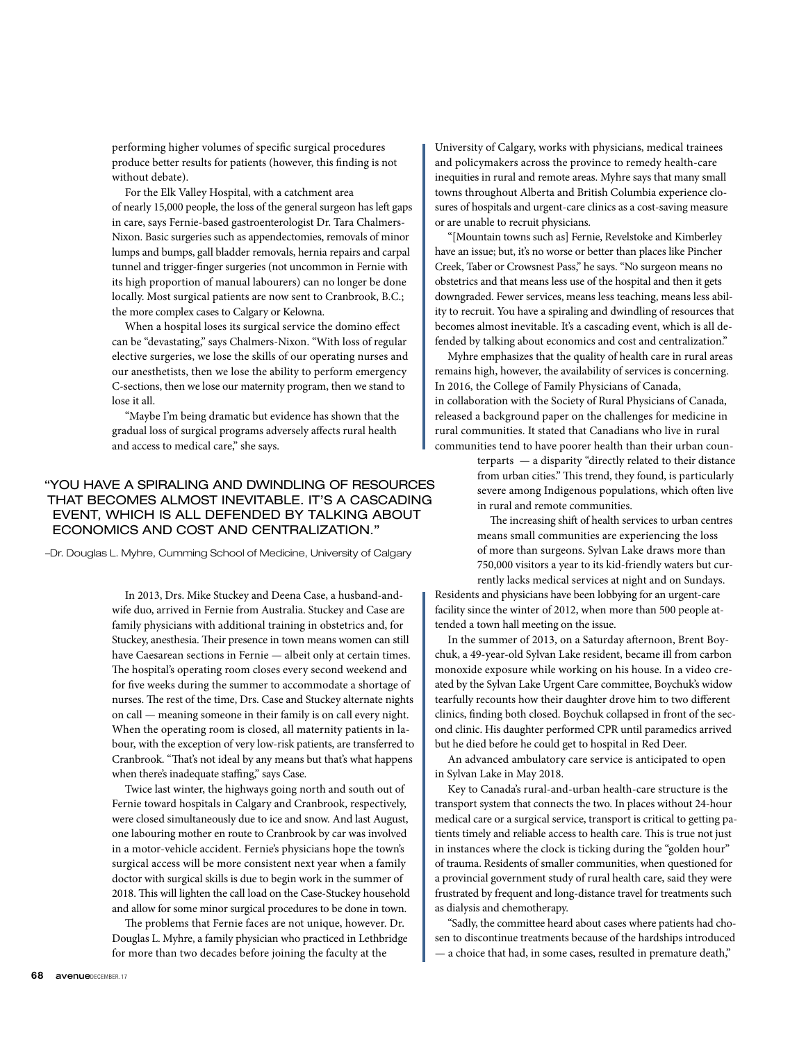performing higher volumes of specific surgical procedures produce better results for patients (however, this finding is not without debate).

For the Elk Valley Hospital, with a catchment area of nearly 15,000 people, the loss of the general surgeon has left gaps in care, says Fernie-based gastroenterologist Dr. Tara Chalmers-Nixon. Basic surgeries such as appendectomies, removals of minor lumps and bumps, gall bladder removals, hernia repairs and carpal tunnel and trigger-finger surgeries (not uncommon in Fernie with its high proportion of manual labourers) can no longer be done locally. Most surgical patients are now sent to Cranbrook, B.C.; the more complex cases to Calgary or Kelowna.

When a hospital loses its surgical service the domino effect can be "devastating," says Chalmers-Nixon. "With loss of regular elective surgeries, we lose the skills of our operating nurses and our anesthetists, then we lose the ability to perform emergency C-sections, then we lose our maternity program, then we stand to lose it all.

"Maybe I'm being dramatic but evidence has shown that the gradual loss of surgical programs adversely affects rural health and access to medical care," she says.

> "YOU HAVE A SPIRALING AND DWINDLING OF RESOURCES THAT BECOMES ALMOST INEVITABLE. IT'S A CASCADING EVENT, WHICH IS ALL DEFENDED BY TALKING ABOUT ECONOMICS AND COST AND CENTRALIZATION."
>
> –Dr. Douglas L. Myhre, Cumming School of Medicine, University of Calgary

In 2013, Drs. Mike Stuckey and Deena Case, a husband-and-wife duo, arrived in Fernie from Australia. Stuckey and Case are family physicians with additional training in obstetrics and, for Stuckey, anesthesia. Their presence in town means women can still have Caesarean sections in Fernie — albeit only at certain times. The hospital's operating room closes every second weekend and for five weeks during the summer to accommodate a shortage of nurses. The rest of the time, Drs. Case and Stuckey alternate nights on call — meaning someone in their family is on call every night. When the operating room is closed, all maternity patients in labour, with the exception of very low-risk patients, are transferred to Cranbrook. "That's not ideal by any means but that's what happens when there's inadequate staffing," says Case.

Twice last winter, the highways going north and south out of Fernie toward hospitals in Calgary and Cranbrook, respectively, were closed simultaneously due to ice and snow. And last August, one labouring mother en route to Cranbrook by car was involved in a motor-vehicle accident. Fernie's physicians hope the town's surgical access will be more consistent next year when a family doctor with surgical skills is due to begin work in the summer of 2018. This will lighten the call load on the Case-Stuckey household and allow for some minor surgical procedures to be done in town.

The problems that Fernie faces are not unique, however. Dr. Douglas L. Myhre, a family physician who practiced in Lethbridge for more than two decades before joining the faculty at the University of Calgary, works with physicians, medical trainees and policymakers across the province to remedy health-care inequities in rural and remote areas. Myhre says that many small towns throughout Alberta and British Columbia experience closures of hospitals and urgent-care clinics as a cost-saving measure or are unable to recruit physicians.

"[Mountain towns such as] Fernie, Revelstoke and Kimberley have an issue; but, it's no worse or better than places like Pincher Creek, Taber or Crowsnest Pass," he says. "No surgeon means no obstetrics and that means less use of the hospital and then it gets downgraded. Fewer services, means less teaching, means less ability to recruit. You have a spiraling and dwindling of resources that becomes almost inevitable. It's a cascading event, which is all defended by talking about economics and cost and centralization."

Myhre emphasizes that the quality of health care in rural areas remains high, however, the availability of services is concerning. In 2016, the College of Family Physicians of Canada, in collaboration with the Society of Rural Physicians of Canada, released a background paper on the challenges for medicine in rural communities. It stated that Canadians who live in rural communities tend to have poorer health than their urban counterparts — a disparity "directly related to their distance from urban cities." This trend, they found, is particularly severe among Indigenous populations, which often live in rural and remote communities.

The increasing shift of health services to urban centres means small communities are experiencing the loss of more than surgeons. Sylvan Lake draws more than 750,000 visitors a year to its kid-friendly waters but currently lacks medical services at night and on Sundays. Residents and physicians have been lobbying for an urgent-care facility since the winter of 2012, when more than 500 people attended a town hall meeting on the issue.

In the summer of 2013, on a Saturday afternoon, Brent Boychuk, a 49-year-old Sylvan Lake resident, became ill from carbon monoxide exposure while working on his house. In a video created by the Sylvan Lake Urgent Care committee, Boychuk's widow tearfully recounts how their daughter drove him to two different clinics, finding both closed. Boychuk collapsed in front of the second clinic. His daughter performed CPR until paramedics arrived but he died before he could get to hospital in Red Deer.

An advanced ambulatory care service is anticipated to open in Sylvan Lake in May 2018.

Key to Canada's rural-and-urban health-care structure is the transport system that connects the two. In places without 24-hour medical care or a surgical service, transport is critical to getting patients timely and reliable access to health care. This is true not just in instances where the clock is ticking during the "golden hour" of trauma. Residents of smaller communities, when questioned for a provincial government study of rural health care, said they were frustrated by frequent and long-distance travel for treatments such as dialysis and chemotherapy.

"Sadly, the committee heard about cases where patients had chosen to discontinue treatments because of the hardships introduced — a choice that had, in some cases, resulted in premature death,"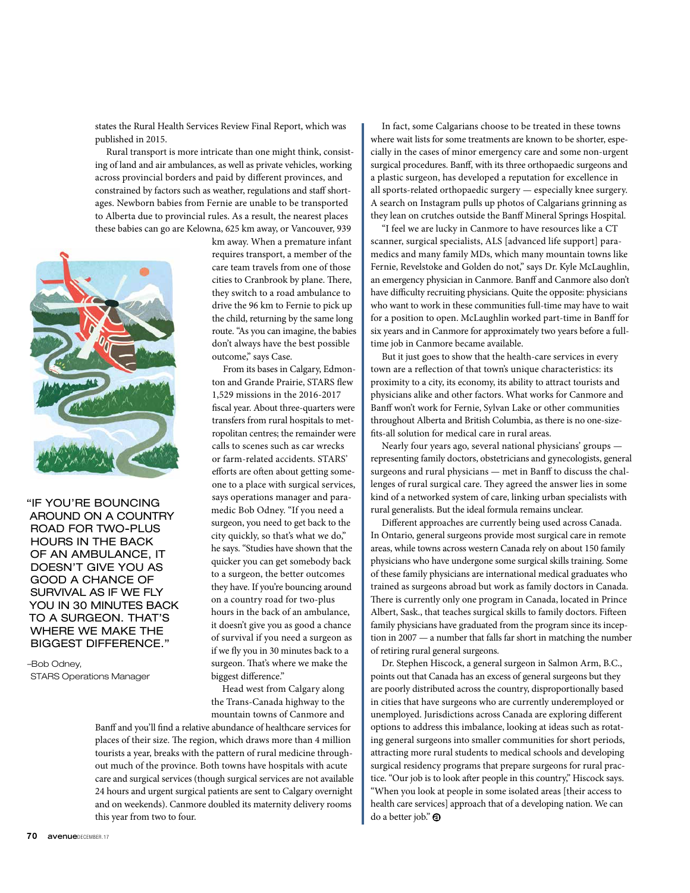states the Rural Health Services Review Final Report, which was published in 2015.

Rural transport is more intricate than one might think, consisting of land and air ambulances, as well as private vehicles, working across provincial borders and paid by different provinces, and constrained by factors such as weather, regulations and staff shortages. Newborn babies from Fernie are unable to be transported to Alberta due to provincial rules. As a result, the nearest places these babies can go are Kelowna, 625 km away, or Vancouver, 939 km away. When a premature infant requires transport, a member of the care team travels from one of those cities to Cranbrook by plane. There, they switch to a road ambulance to drive the 96 km to Fernie to pick up the child, returning by the same long route. "As you can imagine, the babies don't always have the best possible outcome," says Case.

From its bases in Calgary, Edmonton and Grande Prairie, STARS flew 1,529 missions in the 2016-2017 fiscal year. About three-quarters were transfers from rural hospitals to metropolitan centres; the remainder were calls to scenes such as car wrecks or farm-related accidents. STARS' efforts are often about getting someone to a place with surgical services, says operations manager and paramedic Bob Odney. "If you need a surgeon, you need to get back to the city quickly, so that's what we do," he says. "Studies have shown that the quicker you can get somebody back to a surgeon, the better outcomes they have. If you're bouncing around on a country road for two-plus hours in the back of an ambulance, it doesn't give you as good a chance of survival as if you need a surgeon as if we fly you in 30 minutes back to a surgeon. That's where we make the biggest difference."

> "IF YOU'RE BOUNCING AROUND ON A COUNTRY ROAD FOR TWO-PLUS HOURS IN THE BACK OF AN AMBULANCE, IT DOESN'T GIVE YOU AS GOOD A CHANCE OF SURVIVAL AS IF WE FLY YOU IN 30 MINUTES BACK TO A SURGEON. THAT'S WHERE WE MAKE THE BIGGEST DIFFERENCE."
>
> –Bob Odney, STARS Operations Manager

Head west from Calgary along the Trans-Canada highway to the mountain towns of Canmore and Banff and you'll find a relative abundance of healthcare services for places of their size. The region, which draws more than 4 million tourists a year, breaks with the pattern of rural medicine throughout much of the province. Both towns have hospitals with acute care and surgical services (though surgical services are not available 24 hours and urgent surgical patients are sent to Calgary overnight and on weekends). Canmore doubled its maternity delivery rooms this year from two to four.

In fact, some Calgarians choose to be treated in these towns where wait lists for some treatments are known to be shorter, especially in the cases of minor emergency care and some non-urgent surgical procedures. Banff, with its three orthopaedic surgeons and a plastic surgeon, has developed a reputation for excellence in all sports-related orthopaedic surgery — especially knee surgery. A search on Instagram pulls up photos of Calgarians grinning as they lean on crutches outside the Banff Mineral Springs Hospital.

"I feel we are lucky in Canmore to have resources like a CT scanner, surgical specialists, ALS [advanced life support] paramedics and many family MDs, which many mountain towns like Fernie, Revelstoke and Golden do not," says Dr. Kyle McLaughlin, an emergency physician in Canmore. Banff and Canmore also don't have difficulty recruiting physicians. Quite the opposite: physicians who want to work in these communities full-time may have to wait for a position to open. McLaughlin worked part-time in Banff for six years and in Canmore for approximately two years before a full-time job in Canmore became available.

But it just goes to show that the health-care services in every town are a reflection of that town's unique characteristics: its proximity to a city, its economy, its ability to attract tourists and physicians alike and other factors. What works for Canmore and Banff won't work for Fernie, Sylvan Lake or other communities throughout Alberta and British Columbia, as there is no one-size-fits-all solution for medical care in rural areas.

Nearly four years ago, several national physicians' groups — representing family doctors, obstetricians and gynecologists, general surgeons and rural physicians — met in Banff to discuss the challenges of rural surgical care. They agreed the answer lies in some kind of a networked system of care, linking urban specialists with rural generalists. But the ideal formula remains unclear.

Different approaches are currently being used across Canada. In Ontario, general surgeons provide most surgical care in remote areas, while towns across western Canada rely on about 150 family physicians who have undergone some surgical skills training. Some of these family physicians are international medical graduates who trained as surgeons abroad but work as family doctors in Canada. There is currently only one program in Canada, located in Prince Albert, Sask., that teaches surgical skills to family doctors. Fifteen family physicians have graduated from the program since its inception in 2007 — a number that falls far short in matching the number of retiring rural general surgeons.

Dr. Stephen Hiscock, a general surgeon in Salmon Arm, B.C., points out that Canada has an excess of general surgeons but they are poorly distributed across the country, disproportionally based in cities that have surgeons who are currently underemployed or unemployed. Jurisdictions across Canada are exploring different options to address this imbalance, looking at ideas such as rotating general surgeons into smaller communities for short periods, attracting more rural students to medical schools and developing surgical residency programs that prepare surgeons for rural practice. "Our job is to look after people in this country," Hiscock says. "When you look at people in some isolated areas [their access to health care services] approach that of a developing nation. We can do a better job."